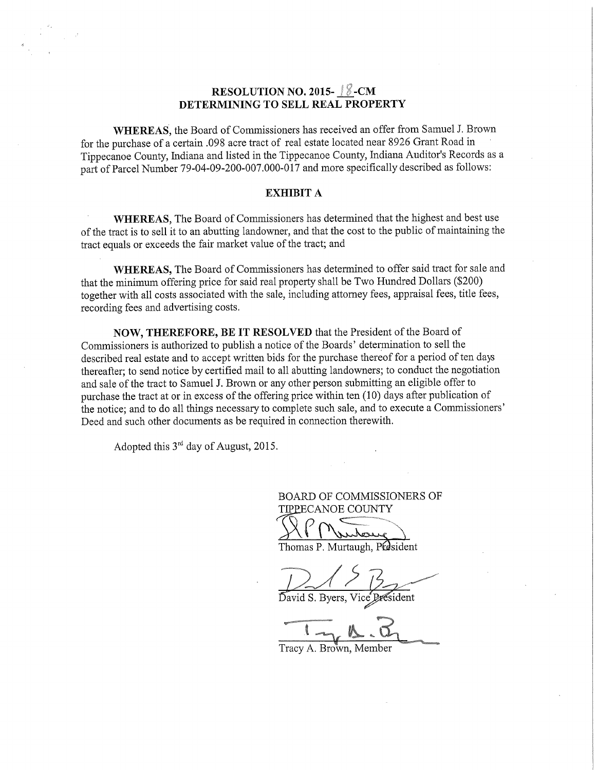# RESOLUTION NO. 2015- 18 -CM
## DETERMINING TO SELL REAL PROPERTY

**WHEREAS**, the Board of Commissioners has received an offer from Samuel J. Brown for the purchase of a certain .098 acre tract of real estate located near 8926 Grant Road in Tippecanoe County, Indiana and listed in the Tippecanoe County, Indiana Auditor's Records as a part of Parcel Number 79-04-09-200-007.000-017 and more specifically described as follows:

**EXHIBIT A**

**WHEREAS,** The Board of Commissioners has determined that the highest and best use of the tract is to sell it to an abutting landowner, and that the cost to the public of maintaining the tract equals or exceeds the fair market value of the tract; and

**WHEREAS,** The Board of Commissioners has determined to offer said tract for sale and that the minimum offering price for said real property shall be Two Hundred Dollars ($200) together with all costs associated with the sale, including attorney fees, appraisal fees, title fees, recording fees and advertising costs.

**NOW, THEREFORE, BE IT RESOLVED** that the President of the Board of Commissioners is authorized to publish a notice of the Boards' determination to sell the described real estate and to accept written bids for the purchase thereof for a period of ten days thereafter; to send notice by certified mail to all abutting landowners; to conduct the negotiation and sale of the tract to Samuel J. Brown or any other person submitting an eligible offer to purchase the tract at or in excess of the offering price within ten (10) days after publication of the notice; and to do all things necessary to complete such sale, and to execute a Commissioners' Deed and such other documents as be required in connection therewith.

Adopted this 3rd day of August, 2015.

BOARD OF COMMISSIONERS OF
TIPPECANOE COUNTY

Thomas P. Murtaugh, President

David S. Byers, Vice President

Tracy A. Brown, Member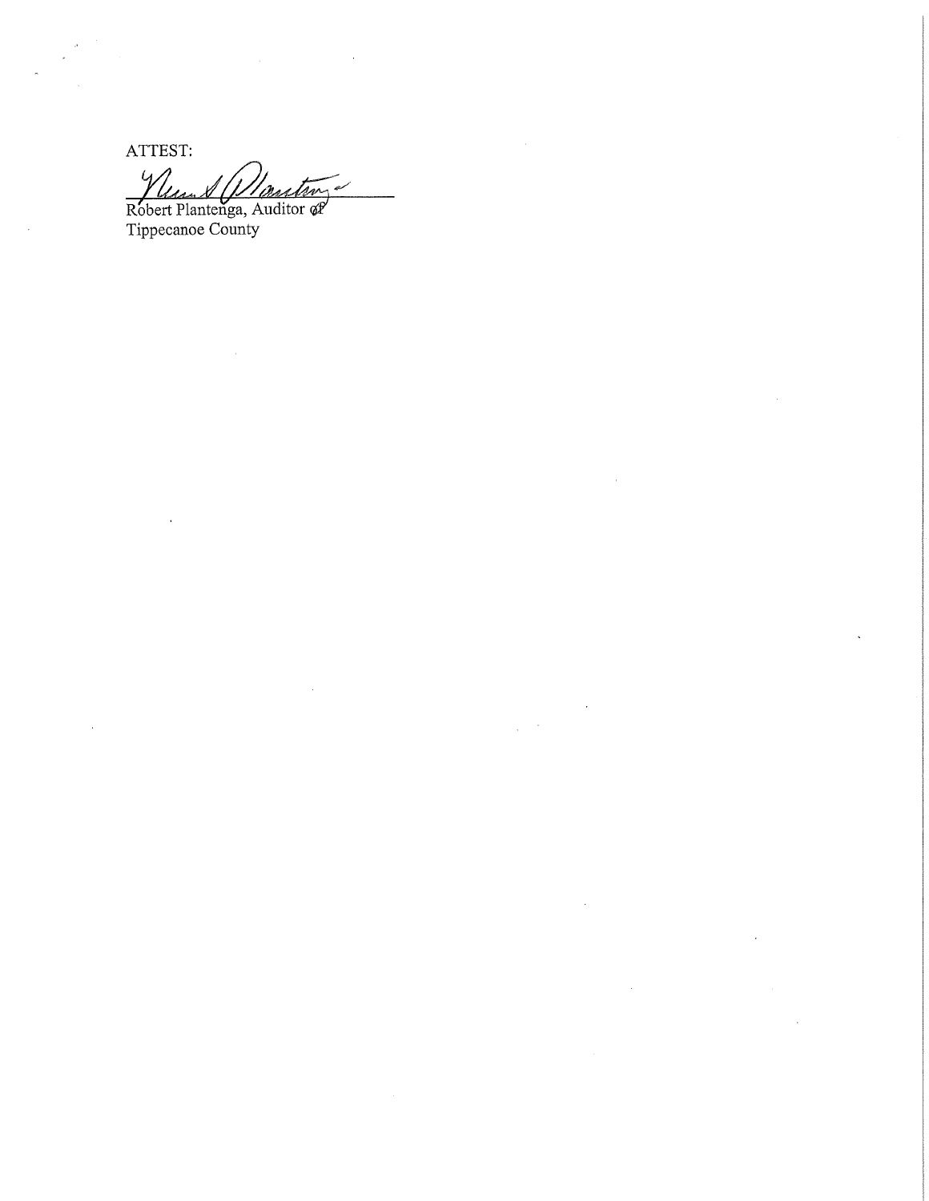ATTEST:

\_\_\_\_\_\_\_\_\_\_\_\_\_\_\_\_\_\_\_\_\_\_\_\_\_\_\_\_\_\_

Robert Plantenga, Auditor of
Tippecanoe County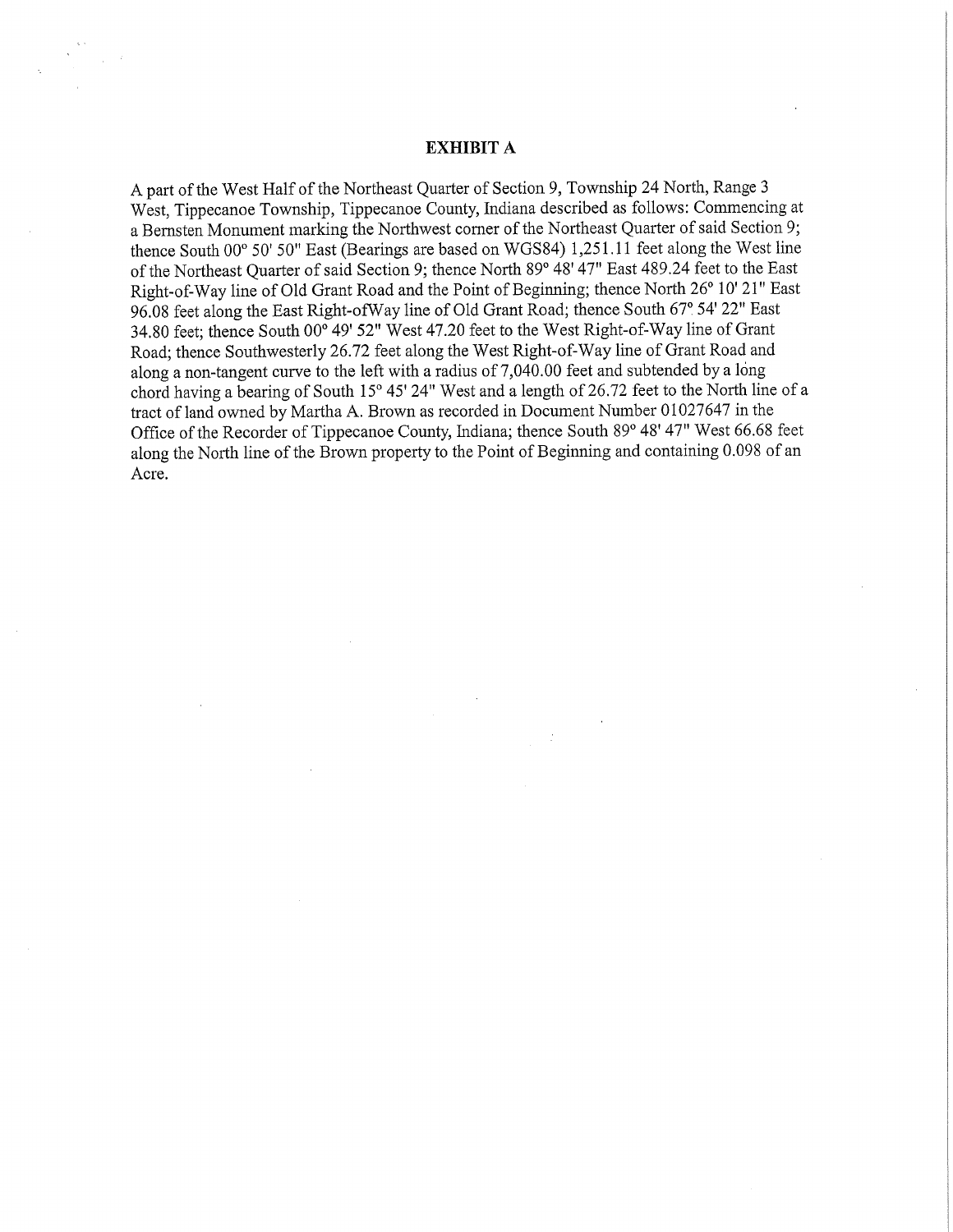# EXHIBIT A

A part of the West Half of the Northeast Quarter of Section 9, Township 24 North, Range 3 West, Tippecanoe Township, Tippecanoe County, Indiana described as follows: Commencing at a Bernsten Monument marking the Northwest corner of the Northeast Quarter of said Section 9; thence South 00° 50' 50" East (Bearings are based on WGS84) 1,251.11 feet along the West line of the Northeast Quarter of said Section 9; thence North 89° 48' 47" East 489.24 feet to the East Right-of-Way line of Old Grant Road and the Point of Beginning; thence North 26° 10' 21" East 96.08 feet along the East Right-ofWay line of Old Grant Road; thence South 67° 54' 22" East 34.80 feet; thence South 00° 49' 52" West 47.20 feet to the West Right-of-Way line of Grant Road; thence Southwesterly 26.72 feet along the West Right-of-Way line of Grant Road and along a non-tangent curve to the left with a radius of 7,040.00 feet and subtended by a long chord having a bearing of South 15° 45' 24" West and a length of 26.72 feet to the North line of a tract of land owned by Martha A. Brown as recorded in Document Number 01027647 in the Office of the Recorder of Tippecanoe County, Indiana; thence South 89° 48' 47" West 66.68 feet along the North line of the Brown property to the Point of Beginning and containing 0.098 of an Acre.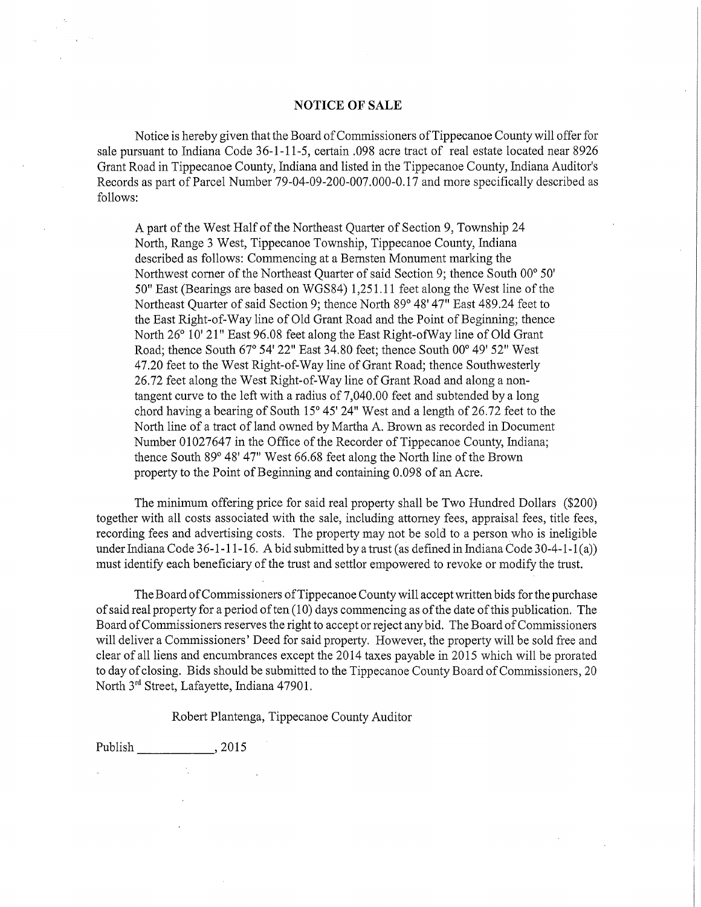# NOTICE OF SALE

Notice is hereby given that the Board of Commissioners of Tippecanoe County will offer for sale pursuant to Indiana Code 36-1-11-5, certain .098 acre tract of real estate located near 8926 Grant Road in Tippecanoe County, Indiana and listed in the Tippecanoe County, Indiana Auditor's Records as part of Parcel Number 79-04-09-200-007.000-0.17 and more specifically described as follows:

> A part of the West Half of the Northeast Quarter of Section 9, Township 24 North, Range 3 West, Tippecanoe Township, Tippecanoe County, Indiana described as follows: Commencing at a Bernsten Monument marking the Northwest corner of the Northeast Quarter of said Section 9; thence South 00° 50' 50" East (Bearings are based on WGS84) 1,251.11 feet along the West line of the Northeast Quarter of said Section 9; thence North 89° 48' 47" East 489.24 feet to the East Right-of-Way line of Old Grant Road and the Point of Beginning; thence North 26° 10' 21" East 96.08 feet along the East Right-ofWay line of Old Grant Road; thence South 67° 54' 22" East 34.80 feet; thence South 00° 49' 52" West 47.20 feet to the West Right-of-Way line of Grant Road; thence Southwesterly 26.72 feet along the West Right-of-Way line of Grant Road and along a non-tangent curve to the left with a radius of 7,040.00 feet and subtended by a long chord having a bearing of South 15° 45' 24" West and a length of 26.72 feet to the North line of a tract of land owned by Martha A. Brown as recorded in Document Number 01027647 in the Office of the Recorder of Tippecanoe County, Indiana; thence South 89° 48' 47" West 66.68 feet along the North line of the Brown property to the Point of Beginning and containing 0.098 of an Acre.

The minimum offering price for said real property shall be Two Hundred Dollars ($200) together with all costs associated with the sale, including attorney fees, appraisal fees, title fees, recording fees and advertising costs. The property may not be sold to a person who is ineligible under Indiana Code 36-1-11-16. A bid submitted by a trust (as defined in Indiana Code 30-4-1-1(a)) must identify each beneficiary of the trust and settlor empowered to revoke or modify the trust.

The Board of Commissioners of Tippecanoe County will accept written bids for the purchase of said real property for a period of ten (10) days commencing as of the date of this publication. The Board of Commissioners reserves the right to accept or reject any bid. The Board of Commissioners will deliver a Commissioners' Deed for said property. However, the property will be sold free and clear of all liens and encumbrances except the 2014 taxes payable in 2015 which will be prorated to day of closing. Bids should be submitted to the Tippecanoe County Board of Commissioners, 20 North 3rd Street, Lafayette, Indiana 47901.

Robert Plantenga, Tippecanoe County Auditor

Publish \_\_\_\_\_\_\_\_\_\_\_\_, 2015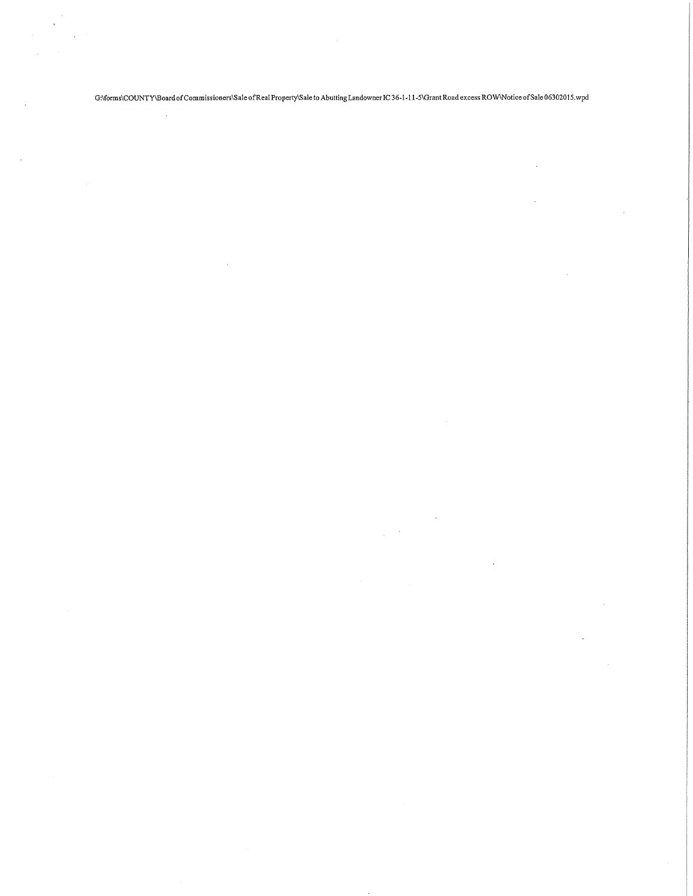G:\forms\COUNTY\Board of Commissioners\Sale of Real Property\Sale to Abutting Landowner IC 36-1-11-5\Grant Road excess ROW\Notice of Sale 06302015.wpd